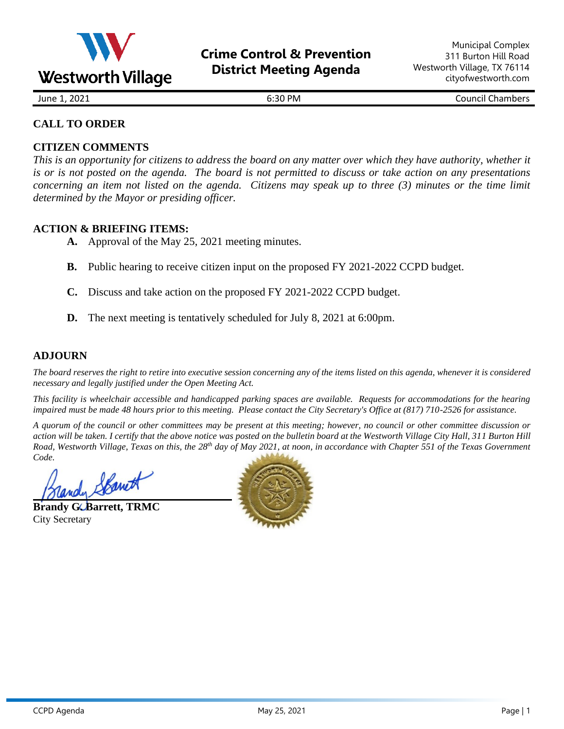Westworth Village

# Crime Control & Prevention District Meeting Agenda

Municipal Complex
311 Burton Hill Road
Westworth Village, TX 76114
cityofwestworth.com

June 1, 2021 | 6:30 PM | Council Chambers

## CALL TO ORDER

## CITIZEN COMMENTS

*This is an opportunity for citizens to address the board on any matter over which they have authority, whether it is or is not posted on the agenda. The board is not permitted to discuss or take action on any presentations concerning an item not listed on the agenda. Citizens may speak up to three (3) minutes or the time limit determined by the Mayor or presiding officer.*

## ACTION & BRIEFING ITEMS:

**A.** Approval of the May 25, 2021 meeting minutes.

**B.** Public hearing to receive citizen input on the proposed FY 2021-2022 CCPD budget.

**C.** Discuss and take action on the proposed FY 2021-2022 CCPD budget.

**D.** The next meeting is tentatively scheduled for July 8, 2021 at 6:00pm.

## ADJOURN

*The board reserves the right to retire into executive session concerning any of the items listed on this agenda, whenever it is considered necessary and legally justified under the Open Meeting Act.*

*This facility is wheelchair accessible and handicapped parking spaces are available. Requests for accommodations for the hearing impaired must be made 48 hours prior to this meeting. Please contact the City Secretary's Office at (817) 710-2526 for assistance.*

*A quorum of the council or other committees may be present at this meeting; however, no council or other committee discussion or action will be taken. I certify that the above notice was posted on the bulletin board at the Westworth Village City Hall, 311 Burton Hill Road, Westworth Village, Texas on this, the 28th day of May 2021, at noon, in accordance with Chapter 551 of the Texas Government Code.*

**Brandy G. Barrett, TRMC**
City Secretary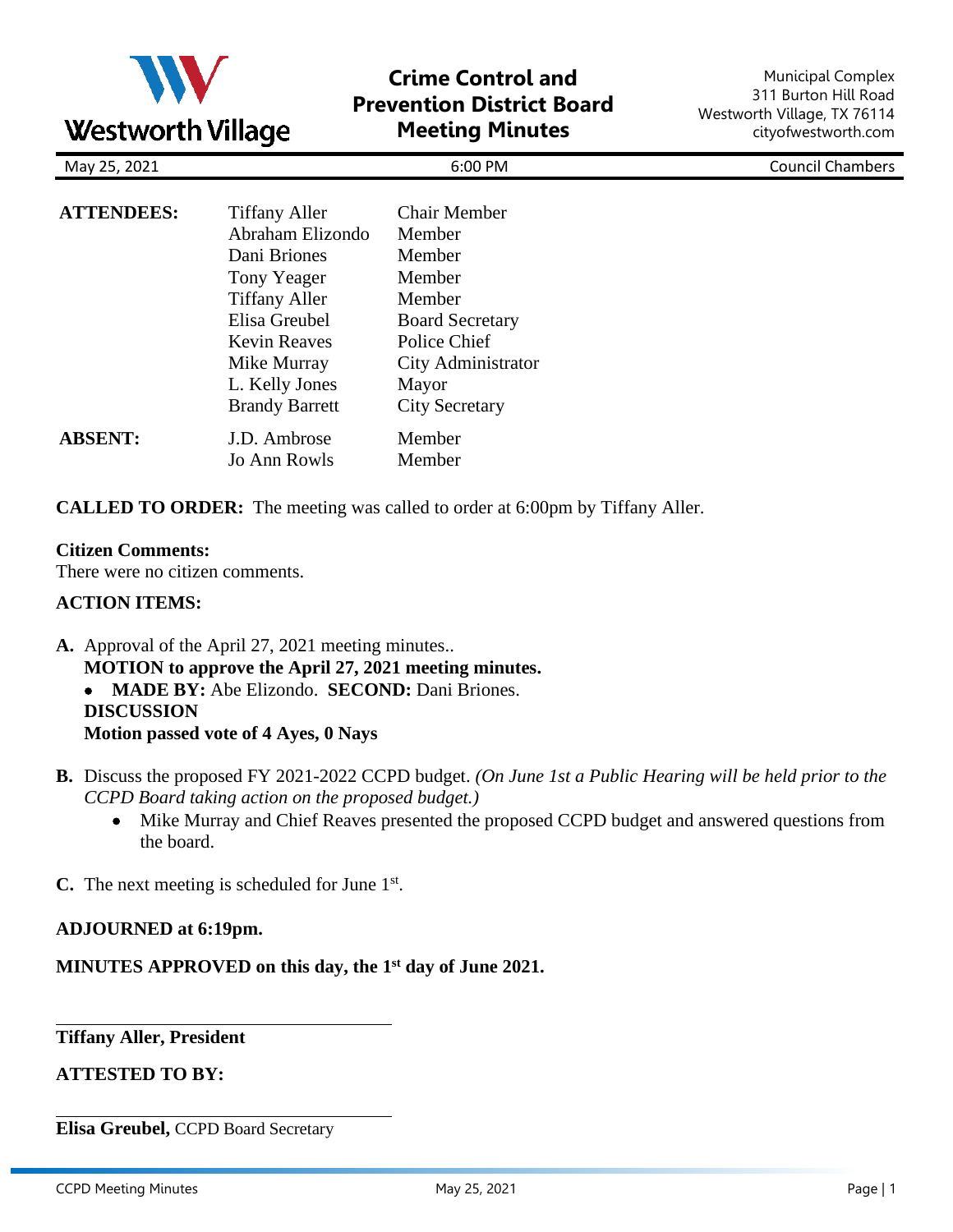**Westworth Village**

# Crime Control and Prevention District Board Meeting Minutes

Municipal Complex
311 Burton Hill Road
Westworth Village, TX 76114
cityofwestworth.com

| May 25, 2021 | 6:00 PM | Council Chambers |
|---|---|---|

| | | |
|---|---|---|
| **ATTENDEES:** | Tiffany Aller | Chair Member |
| | Abraham Elizondo | Member |
| | Dani Briones | Member |
| | Tony Yeager | Member |
| | Tiffany Aller | Member |
| | Elisa Greubel | Board Secretary |
| | Kevin Reaves | Police Chief |
| | Mike Murray | City Administrator |
| | L. Kelly Jones | Mayor |
| | Brandy Barrett | City Secretary |
| **ABSENT:** | J.D. Ambrose | Member |
| | Jo Ann Rowls | Member |

**CALLED TO ORDER:** The meeting was called to order at 6:00pm by Tiffany Aller.

**Citizen Comments:**
There were no citizen comments.

**ACTION ITEMS:**

**A.** Approval of the April 27, 2021 meeting minutes..
**MOTION to approve the April 27, 2021 meeting minutes.**
- **MADE BY:** Abe Elizondo. **SECOND:** Dani Briones.

**DISCUSSION**
**Motion passed vote of 4 Ayes, 0 Nays**

**B.** Discuss the proposed FY 2021-2022 CCPD budget. *(On June 1st a Public Hearing will be held prior to the CCPD Board taking action on the proposed budget.)*
- Mike Murray and Chief Reaves presented the proposed CCPD budget and answered questions from the board.

**C.** The next meeting is scheduled for June 1st.

**ADJOURNED at 6:19pm.**

**MINUTES APPROVED on this day, the 1st day of June 2021.**

\_\_\_\_\_\_\_\_\_\_\_\_\_\_\_\_\_\_\_\_\_\_\_\_\_\_\_\_\_\_
**Tiffany Aller, President**

**ATTESTED TO BY:**

\_\_\_\_\_\_\_\_\_\_\_\_\_\_\_\_\_\_\_\_\_\_\_\_\_\_\_\_\_\_
**Elisa Greubel,** CCPD Board Secretary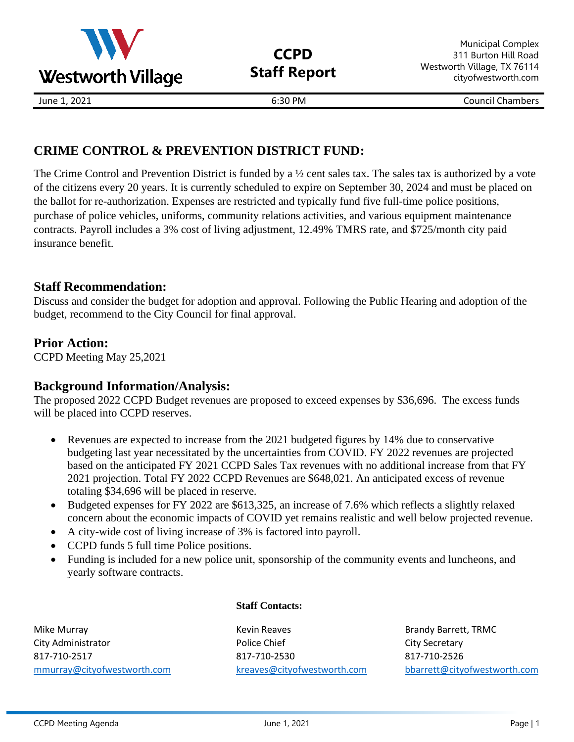Westworth Village

# CCPD Staff Report

Municipal Complex
311 Burton Hill Road
Westworth Village, TX 76114
cityofwestworth.com

June 1, 2021 | 6:30 PM | Council Chambers

## CRIME CONTROL & PREVENTION DISTRICT FUND:

The Crime Control and Prevention District is funded by a ½ cent sales tax. The sales tax is authorized by a vote of the citizens every 20 years. It is currently scheduled to expire on September 30, 2024 and must be placed on the ballot for re-authorization. Expenses are restricted and typically fund five full-time police positions, purchase of police vehicles, uniforms, community relations activities, and various equipment maintenance contracts. Payroll includes a 3% cost of living adjustment, 12.49% TMRS rate, and $725/month city paid insurance benefit.

### Staff Recommendation:

Discuss and consider the budget for adoption and approval. Following the Public Hearing and adoption of the budget, recommend to the City Council for final approval.

### Prior Action:

CCPD Meeting May 25,2021

### Background Information/Analysis:

The proposed 2022 CCPD Budget revenues are proposed to exceed expenses by $36,696. The excess funds will be placed into CCPD reserves.

- Revenues are expected to increase from the 2021 budgeted figures by 14% due to conservative budgeting last year necessitated by the uncertainties from COVID. FY 2022 revenues are projected based on the anticipated FY 2021 CCPD Sales Tax revenues with no additional increase from that FY 2021 projection. Total FY 2022 CCPD Revenues are $648,021. An anticipated excess of revenue totaling $34,696 will be placed in reserve.
- Budgeted expenses for FY 2022 are $613,325, an increase of 7.6% which reflects a slightly relaxed concern about the economic impacts of COVID yet remains realistic and well below projected revenue.
- A city-wide cost of living increase of 3% is factored into payroll.
- CCPD funds 5 full time Police positions.
- Funding is included for a new police unit, sponsorship of the community events and luncheons, and yearly software contracts.

**Staff Contacts:**

| | | |
|---|---|---|
| Mike Murray | Kevin Reaves | Brandy Barrett, TRMC |
| City Administrator | Police Chief | City Secretary |
| 817-710-2517 | 817-710-2530 | 817-710-2526 |
| mmurray@cityofwestworth.com | kreaves@cityofwestworth.com | bbarrett@cityofwestworth.com |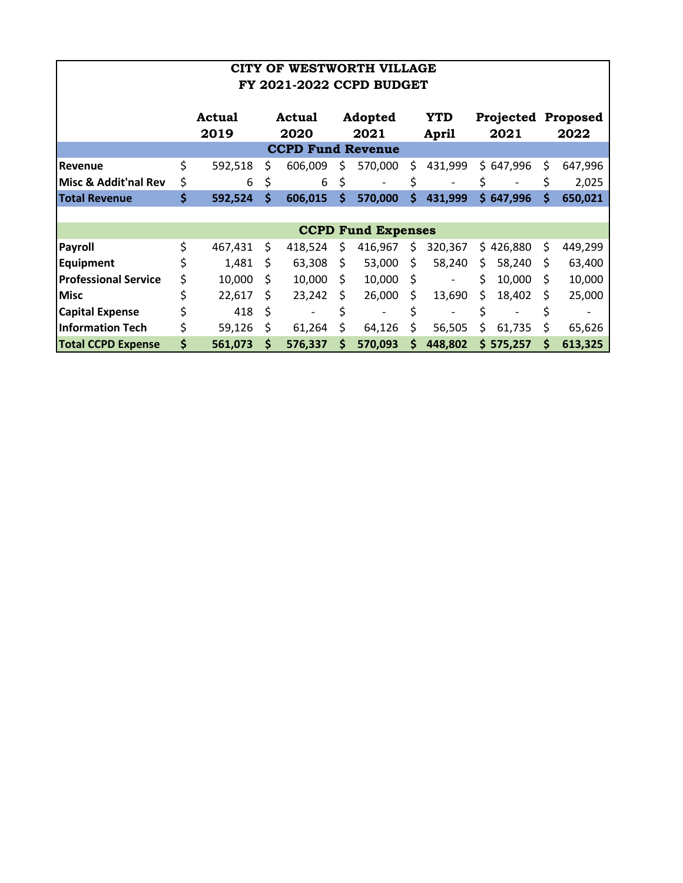# CITY OF WESTWORTH VILLAGE
## FY 2021-2022 CCPD BUDGET

| | Actual 2019 | Actual 2020 | Adopted 2021 | YTD April | Projected 2021 | Proposed 2022 |
|---|---|---|---|---|---|---|
| **CCPD Fund Revenue** | | | | | | |
| **Revenue** | $ 592,518 | $ 606,009 | $ 570,000 | $ 431,999 | $ 647,996 | $ 647,996 |
| **Misc & Addit'nal Rev** | $ 6 | $ 6 | $ - | $ - | $ - | $ 2,025 |
| **Total Revenue** | **$ 592,524** | **$ 606,015** | **$ 570,000** | **$ 431,999** | **$ 647,996** | **$ 650,021** |
| | | | | | | |
| **CCPD Fund Expenses** | | | | | | |
| **Payroll** | $ 467,431 | $ 418,524 | $ 416,967 | $ 320,367 | $ 426,880 | $ 449,299 |
| **Equipment** | $ 1,481 | $ 63,308 | $ 53,000 | $ 58,240 | $ 58,240 | $ 63,400 |
| **Professional Service** | $ 10,000 | $ 10,000 | $ 10,000 | $ - | $ 10,000 | $ 10,000 |
| **Misc** | $ 22,617 | $ 23,242 | $ 26,000 | $ 13,690 | $ 18,402 | $ 25,000 |
| **Capital Expense** | $ 418 | $ - | $ - | $ - | $ - | $ - |
| **Information Tech** | $ 59,126 | $ 61,264 | $ 64,126 | $ 56,505 | $ 61,735 | $ 65,626 |
| **Total CCPD Expense** | **$ 561,073** | **$ 576,337** | **$ 570,093** | **$ 448,802** | **$ 575,257** | **$ 613,325** |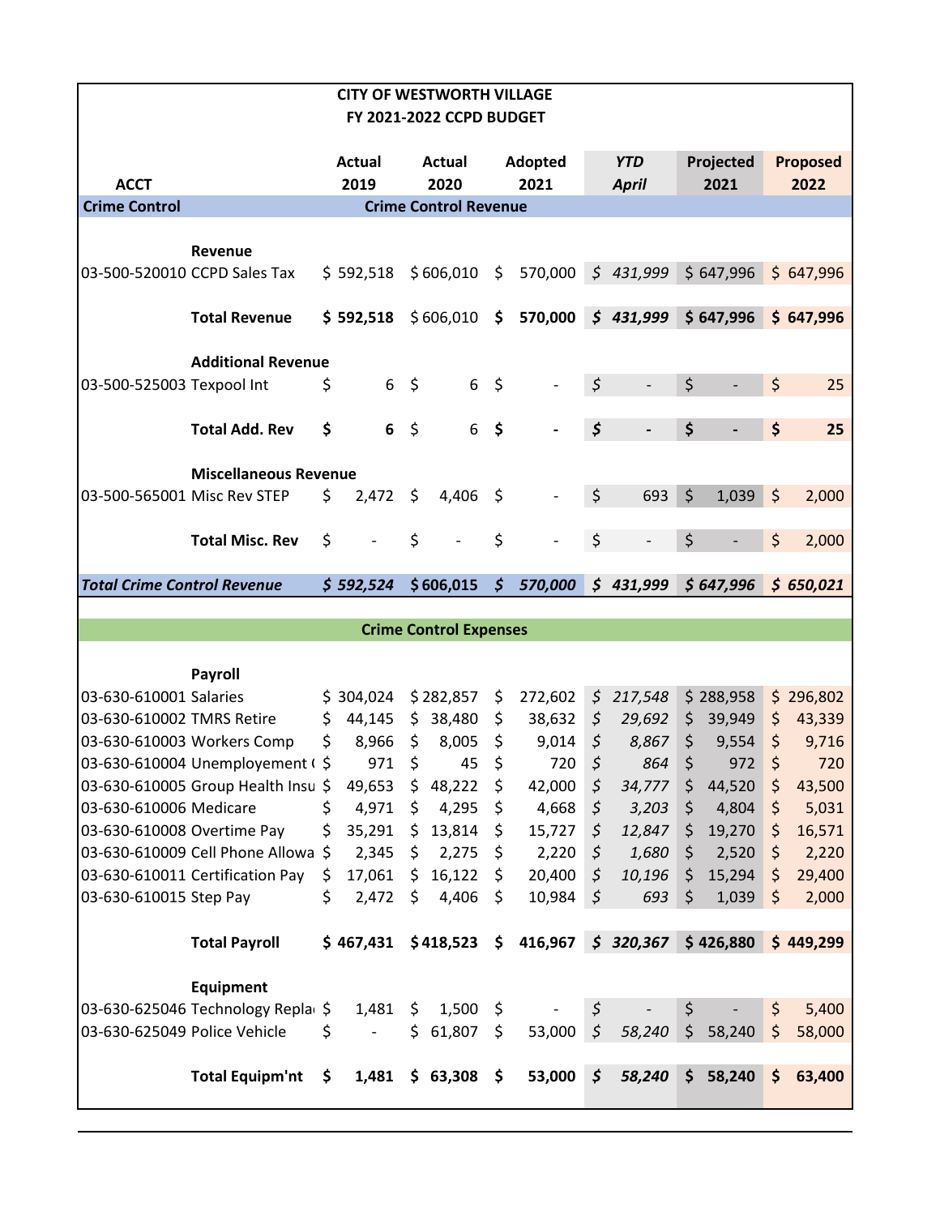**CITY OF WESTWORTH VILLAGE**
**FY 2021-2022 CCPD BUDGET**

| ACCT | | Actual 2019 | Actual 2020 | Adopted 2021 | YTD April | Projected 2021 | Proposed 2022 |
|---|---|---|---|---|---|---|---|
| **Crime Control** | **Crime Control Revenue** | | | | | | |
| | **Revenue** | | | | | | |
| 03-500-520010 | CCPD Sales Tax | $ 592,518 | $ 606,010 | $ 570,000 | *$ 431,999* | $ 647,996 | $ 647,996 |
| | **Total Revenue** | **$ 592,518** | $ 606,010 | **$ 570,000** | ***$ 431,999*** | **$ 647,996** | **$ 647,996** |
| | **Additional Revenue** | | | | | | |
| 03-500-525003 | Texpool Int | $ 6 | $ 6 | $ - | $ - | $ - | $ 25 |
| | **Total Add. Rev** | **$ 6** | $ 6 | **$ -** | **$ -** | **$ -** | **$ 25** |
| | **Miscellaneous Revenue** | | | | | | |
| 03-500-565001 | Misc Rev STEP | $ 2,472 | $ 4,406 | $ - | $ 693 | $ 1,039 | $ 2,000 |
| | **Total Misc. Rev** | $ - | $ - | $ - | $ - | $ - | $ 2,000 |
| ***Total Crime Control Revenue*** | | ***$ 592,524*** | ***$ 606,015*** | ***$ 570,000*** | ***$ 431,999*** | ***$ 647,996*** | ***$ 650,021*** |
| | **Crime Control Expenses** | | | | | | |
| | **Payroll** | | | | | | |
| 03-630-610001 | Salaries | $ 304,024 | $ 282,857 | $ 272,602 | *$ 217,548* | $ 288,958 | $ 296,802 |
| 03-630-610002 | TMRS Retire | $ 44,145 | $ 38,480 | $ 38,632 | *$ 29,692* | $ 39,949 | $ 43,339 |
| 03-630-610003 | Workers Comp | $ 8,966 | $ 8,005 | $ 9,014 | *$ 8,867* | $ 9,554 | $ 9,716 |
| 03-630-610004 | Unemployement ( | $ 971 | $ 45 | $ 720 | *$ 864* | $ 972 | $ 720 |
| 03-630-610005 | Group Health Insu | $ 49,653 | $ 48,222 | $ 42,000 | *$ 34,777* | $ 44,520 | $ 43,500 |
| 03-630-610006 | Medicare | $ 4,971 | $ 4,295 | $ 4,668 | *$ 3,203* | $ 4,804 | $ 5,031 |
| 03-630-610008 | Overtime Pay | $ 35,291 | $ 13,814 | $ 15,727 | *$ 12,847* | $ 19,270 | $ 16,571 |
| 03-630-610009 | Cell Phone Allowa | $ 2,345 | $ 2,275 | $ 2,220 | *$ 1,680* | $ 2,520 | $ 2,220 |
| 03-630-610011 | Certification Pay | $ 17,061 | $ 16,122 | $ 20,400 | *$ 10,196* | $ 15,294 | $ 29,400 |
| 03-630-610015 | Step Pay | $ 2,472 | $ 4,406 | $ 10,984 | *$ 693* | $ 1,039 | $ 2,000 |
| | **Total Payroll** | **$ 467,431** | **$ 418,523** | **$ 416,967** | ***$ 320,367*** | **$ 426,880** | **$ 449,299** |
| | **Equipment** | | | | | | |
| 03-630-625046 | Technology Repla | $ 1,481 | $ 1,500 | $ - | $ - | $ - | $ 5,400 |
| 03-630-625049 | Police Vehicle | $ - | $ 61,807 | $ 53,000 | *$ 58,240* | $ 58,240 | $ 58,000 |
| | **Total Equipm'nt** | **$ 1,481** | **$ 63,308** | **$ 53,000** | ***$ 58,240*** | **$ 58,240** | **$ 63,400** |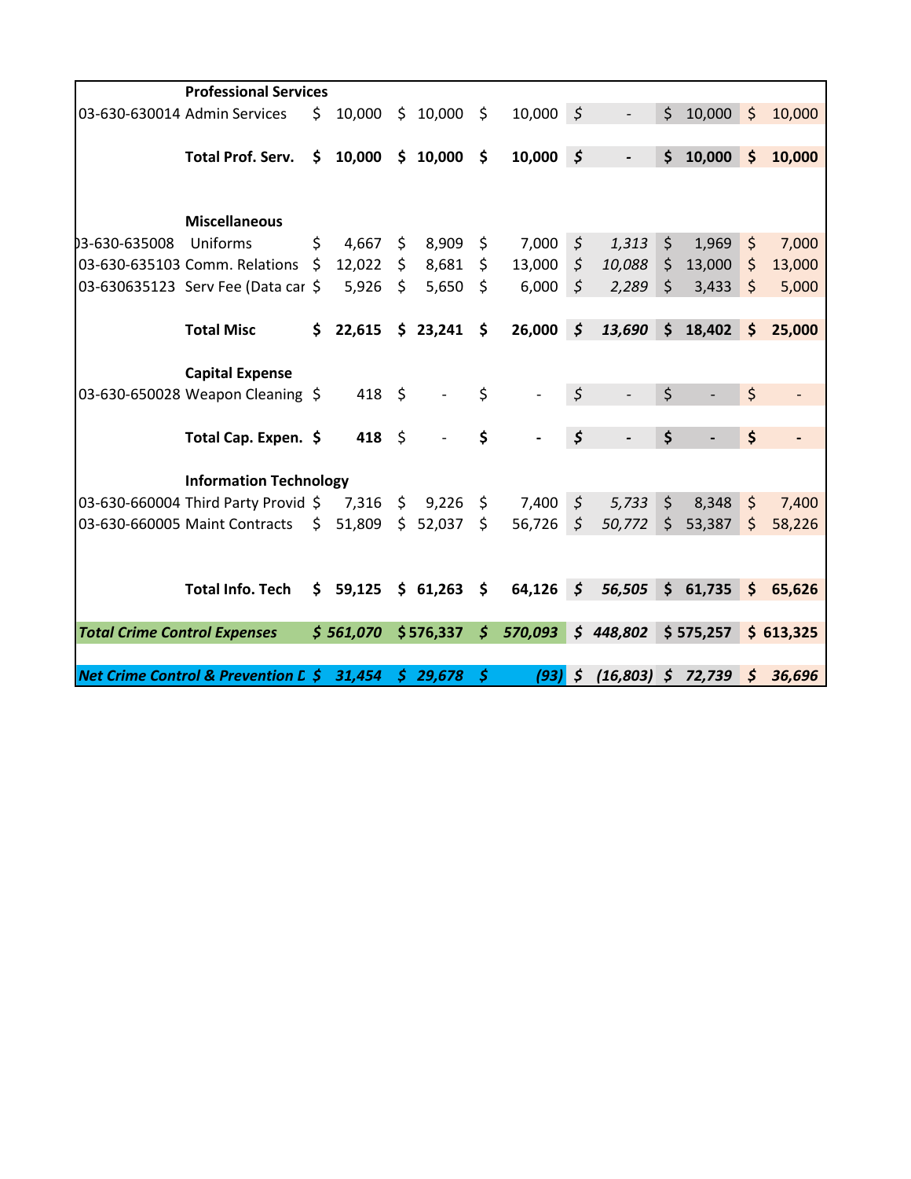| | | | | | | | |
|---|---|---|---|---|---|---|---|
| | **Professional Services** | | | | | | |
| 03-630-630014 | Admin Services | $ 10,000 | $ 10,000 | $ 10,000 | $ - | $ 10,000 | $ 10,000 |
| | **Total Prof. Serv.** | **$ 10,000** | **$ 10,000** | **$ 10,000** | ***$ -*** | **$ 10,000** | **$ 10,000** |
| | **Miscellaneous** | | | | | | |
| 03-630-635008 | Uniforms | $ 4,667 | $ 8,909 | $ 7,000 | *$ 1,313* | $ 1,969 | $ 7,000 |
| 03-630-635103 | Comm. Relations | $ 12,022 | $ 8,681 | $ 13,000 | *$ 10,088* | $ 13,000 | $ 13,000 |
| 03-630635123 | Serv Fee (Data car | $ 5,926 | $ 5,650 | $ 6,000 | *$ 2,289* | $ 3,433 | $ 5,000 |
| | **Total Misc** | **$ 22,615** | **$ 23,241** | **$ 26,000** | ***$ 13,690*** | **$ 18,402** | **$ 25,000** |
| | **Capital Expense** | | | | | | |
| 03-630-650028 | Weapon Cleaning | $ 418 | $ - | $ - | $ - | $ - | $ - |
| | **Total Cap. Expen.** | **$ 418** | $ - | **$ -** | ***$ -*** | **$ -** | **$ -** |
| | **Information Technology** | | | | | | |
| 03-630-660004 | Third Party Provid | $ 7,316 | $ 9,226 | $ 7,400 | *$ 5,733* | $ 8,348 | $ 7,400 |
| 03-630-660005 | Maint Contracts | $ 51,809 | $ 52,037 | $ 56,726 | *$ 50,772* | $ 53,387 | $ 58,226 |
| | **Total Info. Tech** | **$ 59,125** | **$ 61,263** | **$ 64,126** | ***$ 56,505*** | **$ 61,735** | **$ 65,626** |
| ***Total Crime Control Expenses*** | | ***$ 561,070*** | ***$ 576,337*** | ***$ 570,093*** | ***$ 448,802*** | **$ 575,257** | **$ 613,325** |
| ***Net Crime Control & Prevention D*** | | ***$ 31,454*** | ***$ 29,678*** | ***$ (93)*** | ***$ (16,803)*** | ***$ 72,739*** | ***$ 36,696*** |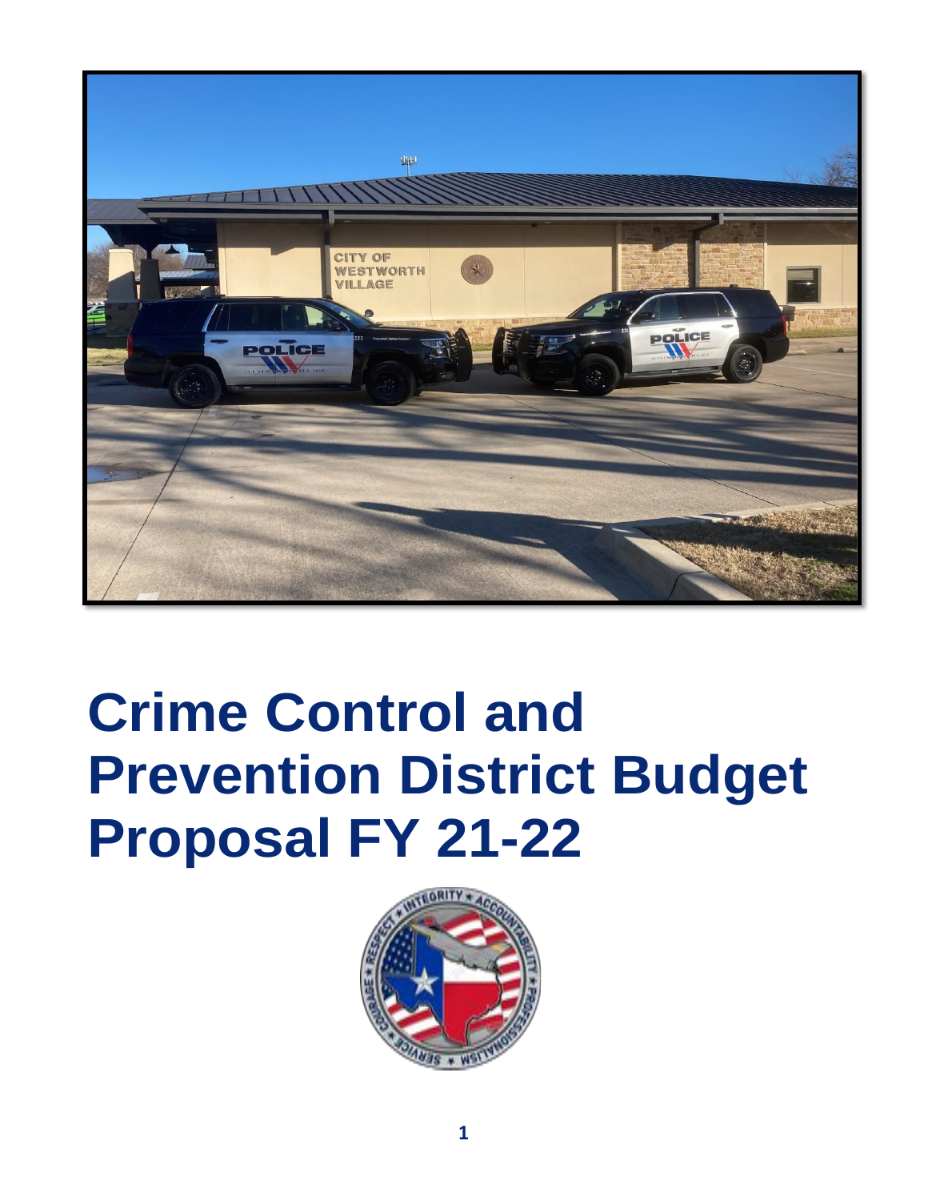# Crime Control and Prevention District Budget Proposal FY 21-22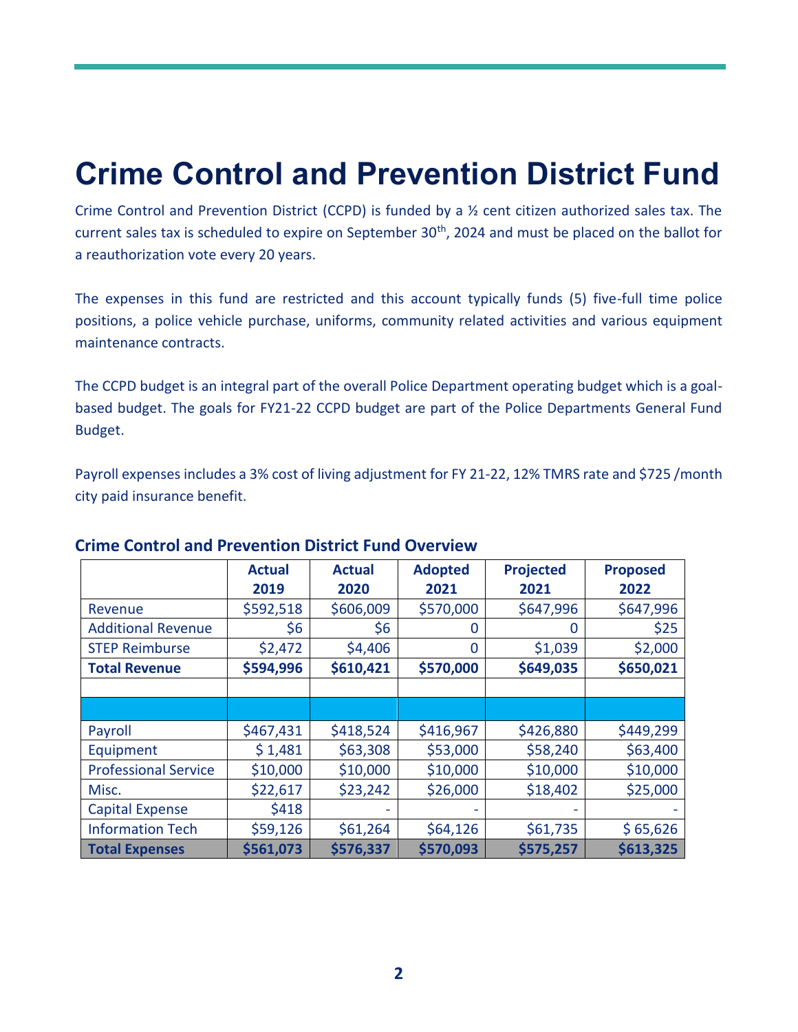# Crime Control and Prevention District Fund

Crime Control and Prevention District (CCPD) is funded by a ½ cent citizen authorized sales tax. The current sales tax is scheduled to expire on September 30th, 2024 and must be placed on the ballot for a reauthorization vote every 20 years.

The expenses in this fund are restricted and this account typically funds (5) five-full time police positions, a police vehicle purchase, uniforms, community related activities and various equipment maintenance contracts.

The CCPD budget is an integral part of the overall Police Department operating budget which is a goal-based budget. The goals for FY21-22 CCPD budget are part of the Police Departments General Fund Budget.

Payroll expenses includes a 3% cost of living adjustment for FY 21-22, 12% TMRS rate and $725 /month city paid insurance benefit.

## Crime Control and Prevention District Fund Overview

| | Actual 2019 | Actual 2020 | Adopted 2021 | Projected 2021 | Proposed 2022 |
|---|---|---|---|---|---|
| Revenue | $592,518 | $606,009 | $570,000 | $647,996 | $647,996 |
| Additional Revenue | $6 | $6 | 0 | 0 | $25 |
| STEP Reimburse | $2,472 | $4,406 | 0 | $1,039 | $2,000 |
| **Total Revenue** | **$594,996** | **$610,421** | **$570,000** | **$649,035** | **$650,021** |
| | | | | | |
| | | | | | |
| Payroll | $467,431 | $418,524 | $416,967 | $426,880 | $449,299 |
| Equipment | $ 1,481 | $63,308 | $53,000 | $58,240 | $63,400 |
| Professional Service | $10,000 | $10,000 | $10,000 | $10,000 | $10,000 |
| Misc. | $22,617 | $23,242 | $26,000 | $18,402 | $25,000 |
| Capital Expense | $418 | - | - | - | - |
| Information Tech | $59,126 | $61,264 | $64,126 | $61,735 | $ 65,626 |
| **Total Expenses** | **$561,073** | **$576,337** | **$570,093** | **$575,257** | **$613,325** |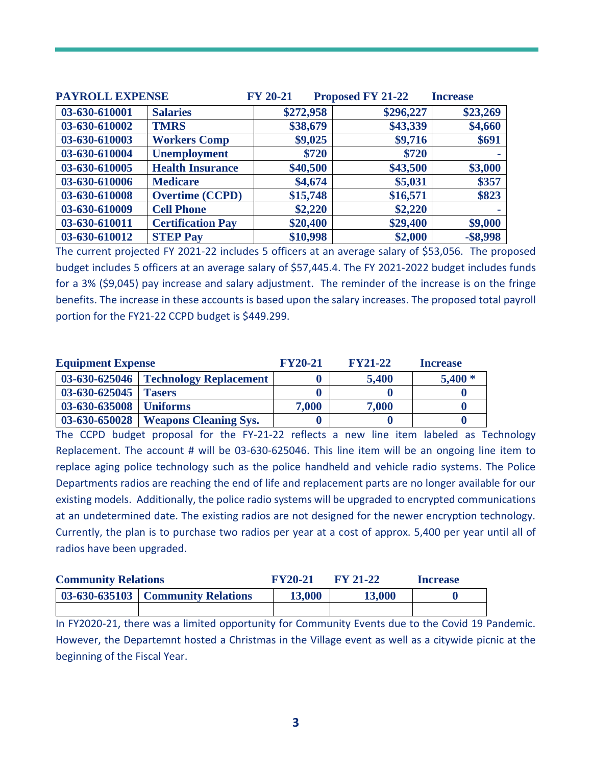| PAYROLL EXPENSE | | FY 20-21 | Proposed FY 21-22 | Increase |
|---|---|---|---|---|
| 03-630-610001 | Salaries | $272,958 | $296,227 | $23,269 |
| 03-630-610002 | TMRS | $38,679 | $43,339 | $4,660 |
| 03-630-610003 | Workers Comp | $9,025 | $9,716 | $691 |
| 03-630-610004 | Unemployment | $720 | $720 | - |
| 03-630-610005 | Health Insurance | $40,500 | $43,500 | $3,000 |
| 03-630-610006 | Medicare | $4,674 | $5,031 | $357 |
| 03-630-610008 | Overtime (CCPD) | $15,748 | $16,571 | $823 |
| 03-630-610009 | Cell Phone | $2,220 | $2,220 | - |
| 03-630-610011 | Certification Pay | $20,400 | $29,400 | $9,000 |
| 03-630-610012 | STEP Pay | $10,998 | $2,000 | -$8,998 |

The current projected FY 2021-22 includes 5 officers at an average salary of $53,056. The proposed budget includes 5 officers at an average salary of $57,445.4. The FY 2021-2022 budget includes funds for a 3% ($9,045) pay increase and salary adjustment. The reminder of the increase is on the fringe benefits. The increase in these accounts is based upon the salary increases. The proposed total payroll portion for the FY21-22 CCPD budget is $449.299.

| Equipment Expense | | FY20-21 | FY21-22 | Increase |
|---|---|---|---|---|
| 03-630-625046 | Technology Replacement | 0 | 5,400 | 5,400 * |
| 03-630-625045 | Tasers | 0 | 0 | 0 |
| 03-630-635008 | Uniforms | 7,000 | 7,000 | 0 |
| 03-630-650028 | Weapons Cleaning Sys. | 0 | 0 | 0 |

The CCPD budget proposal for the FY-21-22 reflects a new line item labeled as Technology Replacement. The account # will be 03-630-625046. This line item will be an ongoing line item to replace aging police technology such as the police handheld and vehicle radio systems. The Police Departments radios are reaching the end of life and replacement parts are no longer available for our existing models. Additionally, the police radio systems will be upgraded to encrypted communications at an undetermined date. The existing radios are not designed for the newer encryption technology. Currently, the plan is to purchase two radios per year at a cost of approx. 5,400 per year until all of radios have been upgraded.

| Community Relations | | FY20-21 | FY 21-22 | Increase |
|---|---|---|---|---|
| 03-630-635103 | Community Relations | 13,000 | 13,000 | 0 |
| | | | | |

In FY2020-21, there was a limited opportunity for Community Events due to the Covid 19 Pandemic. However, the Departemnt hosted a Christmas in the Village event as well as a citywide picnic at the beginning of the Fiscal Year.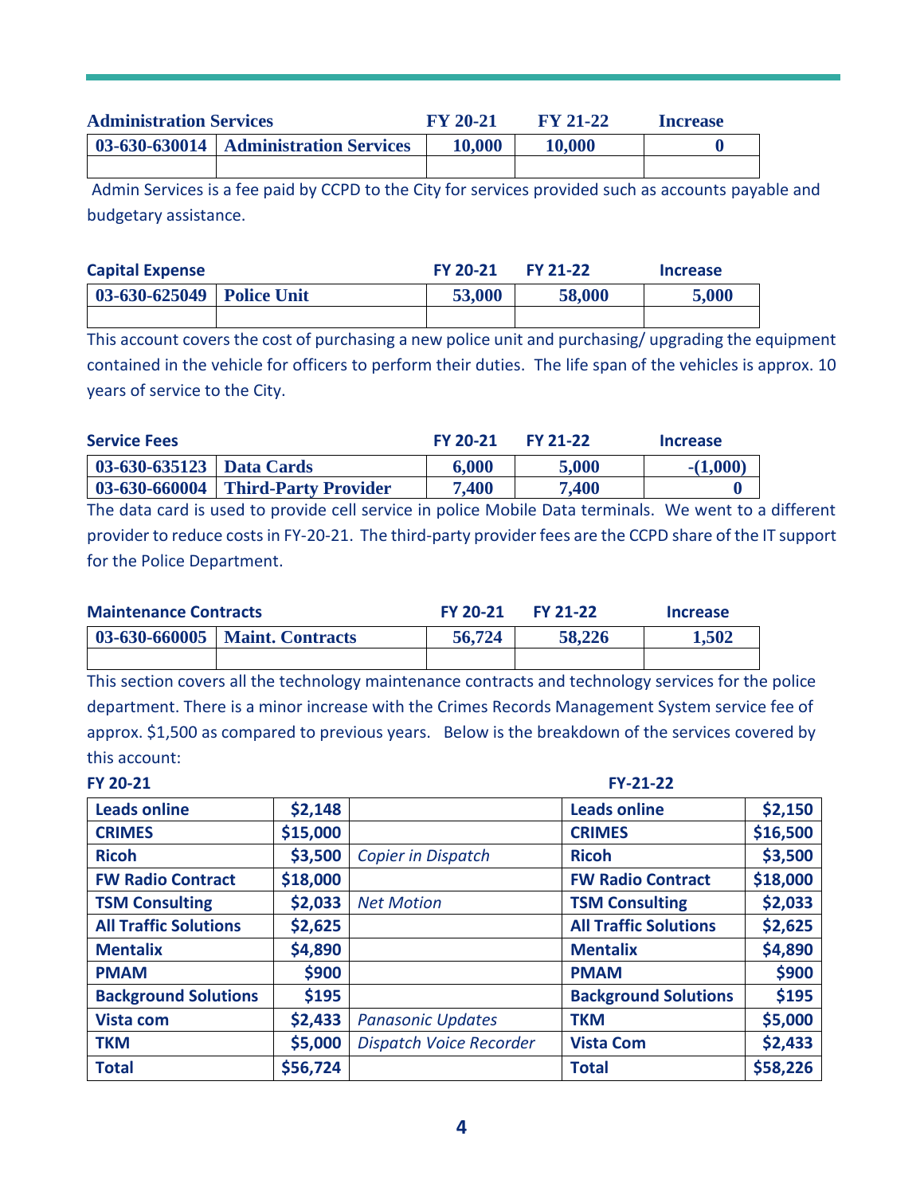| Administration Services | | FY 20-21 | FY 21-22 | Increase |
|---|---|---|---|---|
| 03-630-630014 | Administration Services | 10,000 | 10,000 | 0 |
| | | | | |

Admin Services is a fee paid by CCPD to the City for services provided such as accounts payable and budgetary assistance.

| Capital Expense | | FY 20-21 | FY 21-22 | Increase |
|---|---|---|---|---|
| 03-630-625049 | Police Unit | 53,000 | 58,000 | 5,000 |
| | | | | |

This account covers the cost of purchasing a new police unit and purchasing/ upgrading the equipment contained in the vehicle for officers to perform their duties. The life span of the vehicles is approx. 10 years of service to the City.

| Service Fees | | FY 20-21 | FY 21-22 | Increase |
|---|---|---|---|---|
| 03-630-635123 | Data Cards | 6,000 | 5,000 | -(1,000) |
| 03-630-660004 | Third-Party Provider | 7,400 | 7,400 | 0 |

The data card is used to provide cell service in police Mobile Data terminals. We went to a different provider to reduce costs in FY-20-21. The third-party provider fees are the CCPD share of the IT support for the Police Department.

| Maintenance Contracts | | FY 20-21 | FY 21-22 | Increase |
|---|---|---|---|---|
| 03-630-660005 | Maint. Contracts | 56,724 | 58,226 | 1,502 |
| | | | | |

This section covers all the technology maintenance contracts and technology services for the police department. There is a minor increase with the Crimes Records Management System service fee of approx. $1,500 as compared to previous years. Below is the breakdown of the services covered by this account:

| FY 20-21 | | | FY-21-22 | |
|---|---|---|---|---|
| **Leads online** | **$2,148** | | **Leads online** | **$2,150** |
| **CRIMES** | **$15,000** | | **CRIMES** | **$16,500** |
| **Ricoh** | **$3,500** | *Copier in Dispatch* | **Ricoh** | **$3,500** |
| **FW Radio Contract** | **$18,000** | | **FW Radio Contract** | **$18,000** |
| **TSM Consulting** | **$2,033** | *Net Motion* | **TSM Consulting** | **$2,033** |
| **All Traffic Solutions** | **$2,625** | | **All Traffic Solutions** | **$2,625** |
| **Mentalix** | **$4,890** | | **Mentalix** | **$4,890** |
| **PMAM** | **$900** | | **PMAM** | **$900** |
| **Background Solutions** | **$195** | | **Background Solutions** | **$195** |
| **Vista com** | **$2,433** | *Panasonic Updates* | **TKM** | **$5,000** |
| **TKM** | **$5,000** | *Dispatch Voice Recorder* | **Vista Com** | **$2,433** |
| **Total** | **$56,724** | | **Total** | **$58,226** |